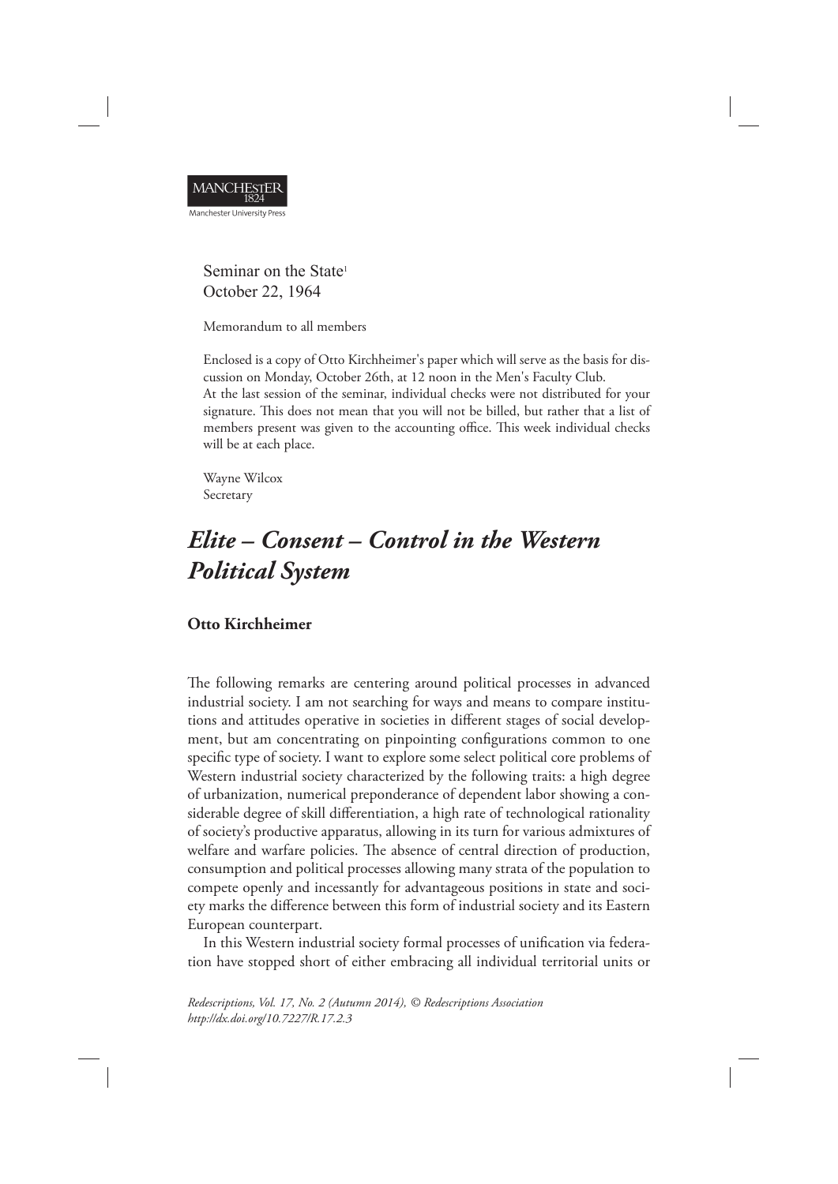Seminar on the State[1]
October 22, 1964

Memorandum to all members

Enclosed is a copy of Otto Kirchheimer's paper which will serve as the basis for discussion on Monday, October 26th, at 12 noon in the Men's Faculty Club.
At the last session of the seminar, individual checks were not distributed for your signature. This does not mean that you will not be billed, but rather that a list of members present was given to the accounting office. This week individual checks will be at each place.

Wayne Wilcox
Secretary

# *Elite – Consent – Control in the Western Political System*

**Otto Kirchheimer**

The following remarks are centering around political processes in advanced industrial society. I am not searching for ways and means to compare institutions and attitudes operative in societies in different stages of social development, but am concentrating on pinpointing configurations common to one specific type of society. I want to explore some select political core problems of Western industrial society characterized by the following traits: a high degree of urbanization, numerical preponderance of dependent labor showing a considerable degree of skill differentiation, a high rate of technological rationality of society's productive apparatus, allowing in its turn for various admixtures of welfare and warfare policies. The absence of central direction of production, consumption and political processes allowing many strata of the population to compete openly and incessantly for advantageous positions in state and society marks the difference between this form of industrial society and its Eastern European counterpart.

In this Western industrial society formal processes of unification via federation have stopped short of either embracing all individual territorial units or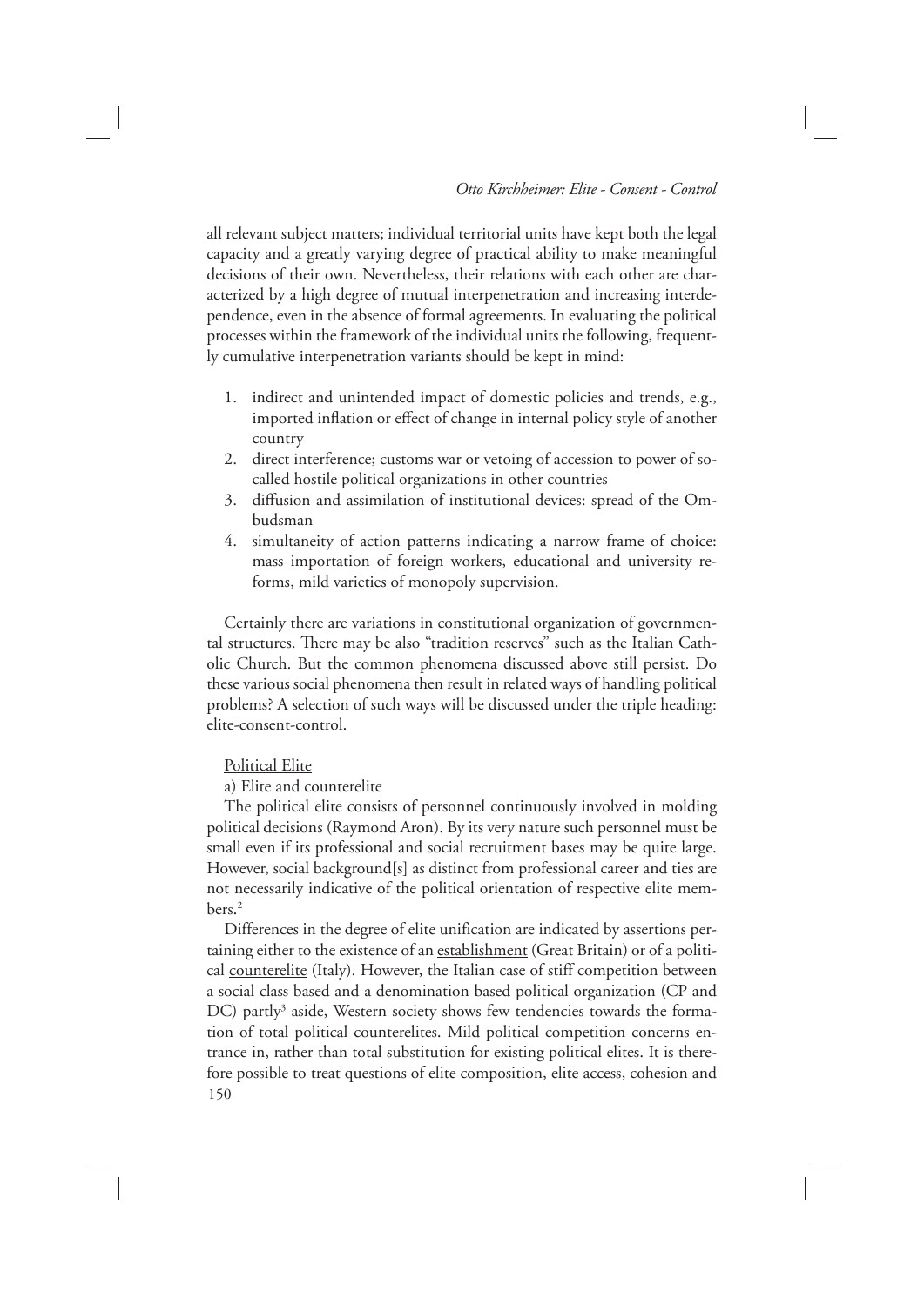all relevant subject matters; individual territorial units have kept both the legal capacity and a greatly varying degree of practical ability to make meaningful decisions of their own. Nevertheless, their relations with each other are characterized by a high degree of mutual interpenetration and increasing interdependence, even in the absence of formal agreements. In evaluating the political processes within the framework of the individual units the following, frequently cumulative interpenetration variants should be kept in mind:

1. indirect and unintended impact of domestic policies and trends, e.g., imported inflation or effect of change in internal policy style of another country
2. direct interference; customs war or vetoing of accession to power of so-called hostile political organizations in other countries
3. diffusion and assimilation of institutional devices: spread of the Ombudsman
4. simultaneity of action patterns indicating a narrow frame of choice: mass importation of foreign workers, educational and university reforms, mild varieties of monopoly supervision.

Certainly there are variations in constitutional organization of governmental structures. There may be also "tradition reserves" such as the Italian Catholic Church. But the common phenomena discussed above still persist. Do these various social phenomena then result in related ways of handling political problems? A selection of such ways will be discussed under the triple heading: elite-consent-control.

<u>Political Elite</u>

a) Elite and counterelite

The political elite consists of personnel continuously involved in molding political decisions (Raymond Aron). By its very nature such personnel must be small even if its professional and social recruitment bases may be quite large. However, social background[s] as distinct from professional career and ties are not necessarily indicative of the political orientation of respective elite members.[2]

Differences in the degree of elite unification are indicated by assertions pertaining either to the existence of an <u>establishment</u> (Great Britain) or of a political <u>counterelite</u> (Italy). However, the Italian case of stiff competition between a social class based and a denomination based political organization (CP and DC) partly[3] aside, Western society shows few tendencies towards the formation of total political counterelites. Mild political competition concerns entrance in, rather than total substitution for existing political elites. It is therefore possible to treat questions of elite composition, elite access, cohesion and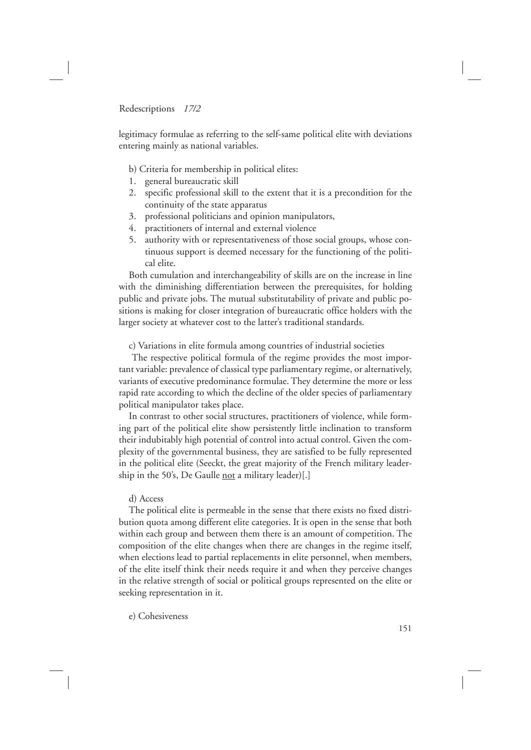legitimacy formulae as referring to the self-same political elite with deviations entering mainly as national variables.

b) Criteria for membership in political elites:

1. general bureaucratic skill
2. specific professional skill to the extent that it is a precondition for the continuity of the state apparatus
3. professional politicians and opinion manipulators,
4. practitioners of internal and external violence
5. authority with or representativeness of those social groups, whose continuous support is deemed necessary for the functioning of the political elite.

Both cumulation and interchangeability of skills are on the increase in line with the diminishing differentiation between the prerequisites, for holding public and private jobs. The mutual substitutability of private and public positions is making for closer integration of bureaucratic office holders with the larger society at whatever cost to the latter's traditional standards.

c) Variations in elite formula among countries of industrial societies

The respective political formula of the regime provides the most important variable: prevalence of classical type parliamentary regime, or alternatively, variants of executive predominance formulae. They determine the more or less rapid rate according to which the decline of the older species of parliamentary political manipulator takes place.

In contrast to other social structures, practitioners of violence, while forming part of the political elite show persistently little inclination to transform their indubitably high potential of control into actual control. Given the complexity of the governmental business, they are satisfied to be fully represented in the political elite (Seeckt, the great majority of the French military leadership in the 50's, De Gaulle <u>not</u> a military leader)[.]

d) Access

The political elite is permeable in the sense that there exists no fixed distribution quota among different elite categories. It is open in the sense that both within each group and between them there is an amount of competition. The composition of the elite changes when there are changes in the regime itself, when elections lead to partial replacements in elite personnel, when members, of the elite itself think their needs require it and when they perceive changes in the relative strength of social or political groups represented on the elite or seeking representation in it.

e) Cohesiveness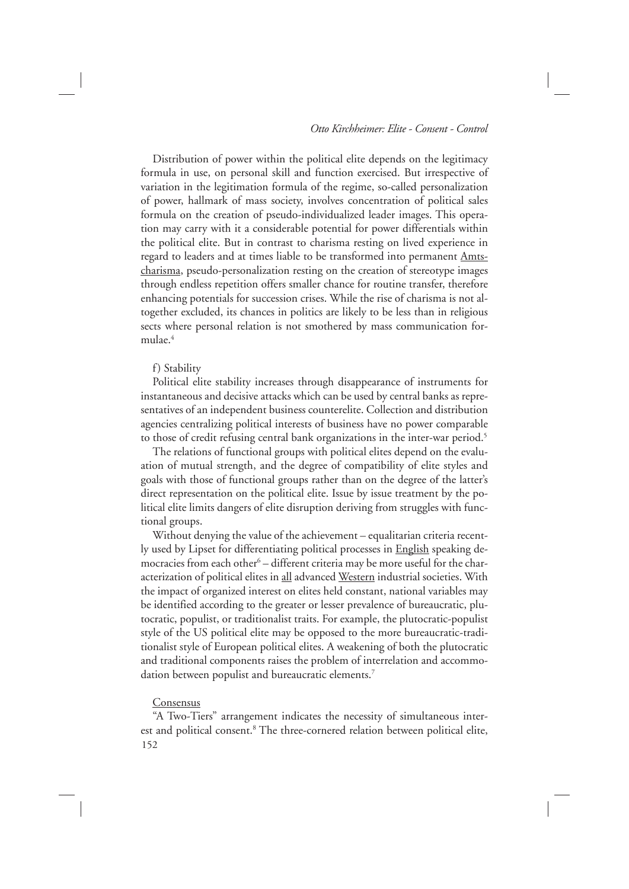Distribution of power within the political elite depends on the legitimacy formula in use, on personal skill and function exercised. But irrespective of variation in the legitimation formula of the regime, so-called personalization of power, hallmark of mass society, involves concentration of political sales formula on the creation of pseudo-individualized leader images. This operation may carry with it a considerable potential for power differentials within the political elite. But in contrast to charisma resting on lived experience in regard to leaders and at times liable to be transformed into permanent Amtscharisma, pseudo-personalization resting on the creation of stereotype images through endless repetition offers smaller chance for routine transfer, therefore enhancing potentials for succession crises. While the rise of charisma is not altogether excluded, its chances in politics are likely to be less than in religious sects where personal relation is not smothered by mass communication formulae.[4]

f) Stability

Political elite stability increases through disappearance of instruments for instantaneous and decisive attacks which can be used by central banks as representatives of an independent business counterelite. Collection and distribution agencies centralizing political interests of business have no power comparable to those of credit refusing central bank organizations in the inter-war period.[5]

The relations of functional groups with political elites depend on the evaluation of mutual strength, and the degree of compatibility of elite styles and goals with those of functional groups rather than on the degree of the latter's direct representation on the political elite. Issue by issue treatment by the political elite limits dangers of elite disruption deriving from struggles with functional groups.

Without denying the value of the achievement – equalitarian criteria recently used by Lipset for differentiating political processes in English speaking democracies from each other[6] – different criteria may be more useful for the characterization of political elites in all advanced Western industrial societies. With the impact of organized interest on elites held constant, national variables may be identified according to the greater or lesser prevalence of bureaucratic, plutocratic, populist, or traditionalist traits. For example, the plutocratic-populist style of the US political elite may be opposed to the more bureaucratic-traditionalist style of European political elites. A weakening of both the plutocratic and traditional components raises the problem of interrelation and accommodation between populist and bureaucratic elements.[7]

Consensus

"A Two-Tiers" arrangement indicates the necessity of simultaneous interest and political consent.[8] The three-cornered relation between political elite,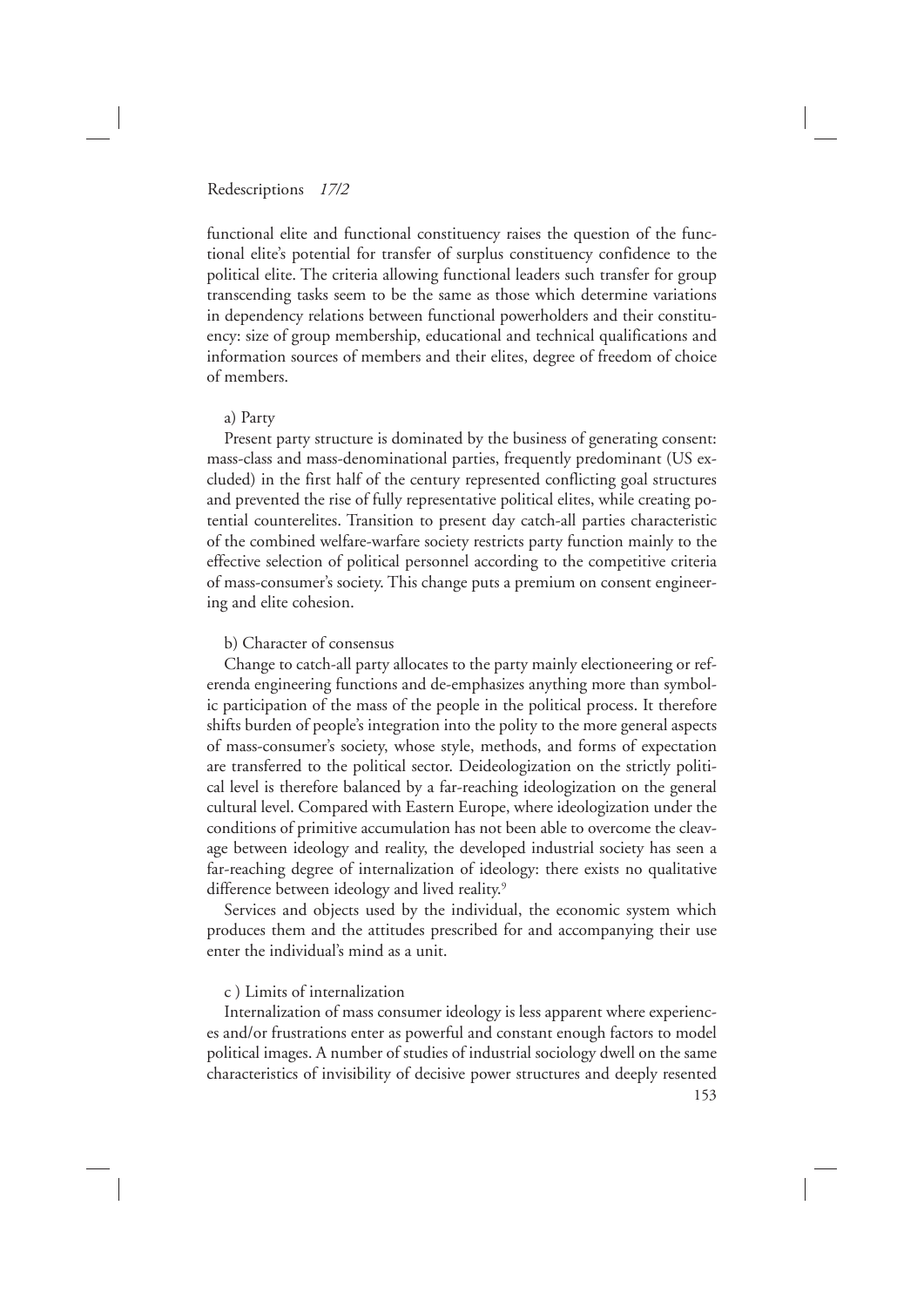functional elite and functional constituency raises the question of the functional elite's potential for transfer of surplus constituency confidence to the political elite. The criteria allowing functional leaders such transfer for group transcending tasks seem to be the same as those which determine variations in dependency relations between functional powerholders and their constituency: size of group membership, educational and technical qualifications and information sources of members and their elites, degree of freedom of choice of members.

a) Party

Present party structure is dominated by the business of generating consent: mass-class and mass-denominational parties, frequently predominant (US excluded) in the first half of the century represented conflicting goal structures and prevented the rise of fully representative political elites, while creating potential counterelites. Transition to present day catch-all parties characteristic of the combined welfare-warfare society restricts party function mainly to the effective selection of political personnel according to the competitive criteria of mass-consumer's society. This change puts a premium on consent engineering and elite cohesion.

b) Character of consensus

Change to catch-all party allocates to the party mainly electioneering or referenda engineering functions and de-emphasizes anything more than symbolic participation of the mass of the people in the political process. It therefore shifts burden of people's integration into the polity to the more general aspects of mass-consumer's society, whose style, methods, and forms of expectation are transferred to the political sector. Deideologization on the strictly political level is therefore balanced by a far-reaching ideologization on the general cultural level. Compared with Eastern Europe, where ideologization under the conditions of primitive accumulation has not been able to overcome the cleavage between ideology and reality, the developed industrial society has seen a far-reaching degree of internalization of ideology: there exists no qualitative difference between ideology and lived reality.[9]

Services and objects used by the individual, the economic system which produces them and the attitudes prescribed for and accompanying their use enter the individual's mind as a unit.

c ) Limits of internalization

Internalization of mass consumer ideology is less apparent where experiences and/or frustrations enter as powerful and constant enough factors to model political images. A number of studies of industrial sociology dwell on the same characteristics of invisibility of decisive power structures and deeply resented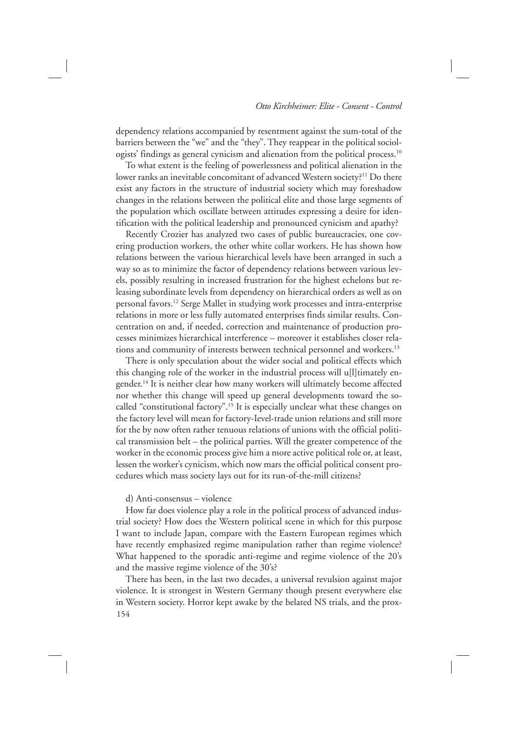dependency relations accompanied by resentment against the sum-total of the barriers between the "we" and the "they". They reappear in the political sociologists' findings as general cynicism and alienation from the political process.[10]

To what extent is the feeling of powerlessness and political alienation in the lower ranks an inevitable concomitant of advanced Western society?[11] Do there exist any factors in the structure of industrial society which may foreshadow changes in the relations between the political elite and those large segments of the population which oscillate between attitudes expressing a desire for identification with the political leadership and pronounced cynicism and apathy?

Recently Crozier has analyzed two cases of public bureaucracies, one covering production workers, the other white collar workers. He has shown how relations between the various hierarchical levels have been arranged in such a way so as to minimize the factor of dependency relations between various levels, possibly resulting in increased frustration for the highest echelons but releasing subordinate levels from dependency on hierarchical orders as well as on personal favors.[12] Serge Mallet in studying work processes and intra-enterprise relations in more or less fully automated enterprises finds similar results. Concentration on and, if needed, correction and maintenance of production processes minimizes hierarchical interference – moreover it establishes closer relations and community of interests between technical personnel and workers.[13]

There is only speculation about the wider social and political effects which this changing role of the worker in the industrial process will u[l]timately engender.[14] It is neither clear how many workers will ultimately become affected nor whether this change will speed up general developments toward the so-called "constitutional factory".[15] It is especially unclear what these changes on the factory level will mean for factory-Ievel-trade union relations and still more for the by now often rather tenuous relations of unions with the official political transmission belt – the political parties. Will the greater competence of the worker in the economic process give him a more active political role or, at least, lessen the worker's cynicism, which now mars the official political consent procedures which mass society lays out for its run-of-the-mill citizens?

d) Anti-consensus – violence

How far does violence play a role in the political process of advanced industrial society? How does the Western political scene in which for this purpose I want to include Japan, compare with the Eastern European regimes which have recently emphasized regime manipulation rather than regime violence? What happened to the sporadic anti-regime and regime violence of the 20's and the massive regime violence of the 30's?

There has been, in the last two decades, a universal revulsion against major violence. It is strongest in Western Germany though present everywhere else in Western society. Horror kept awake by the belated NS trials, and the prox-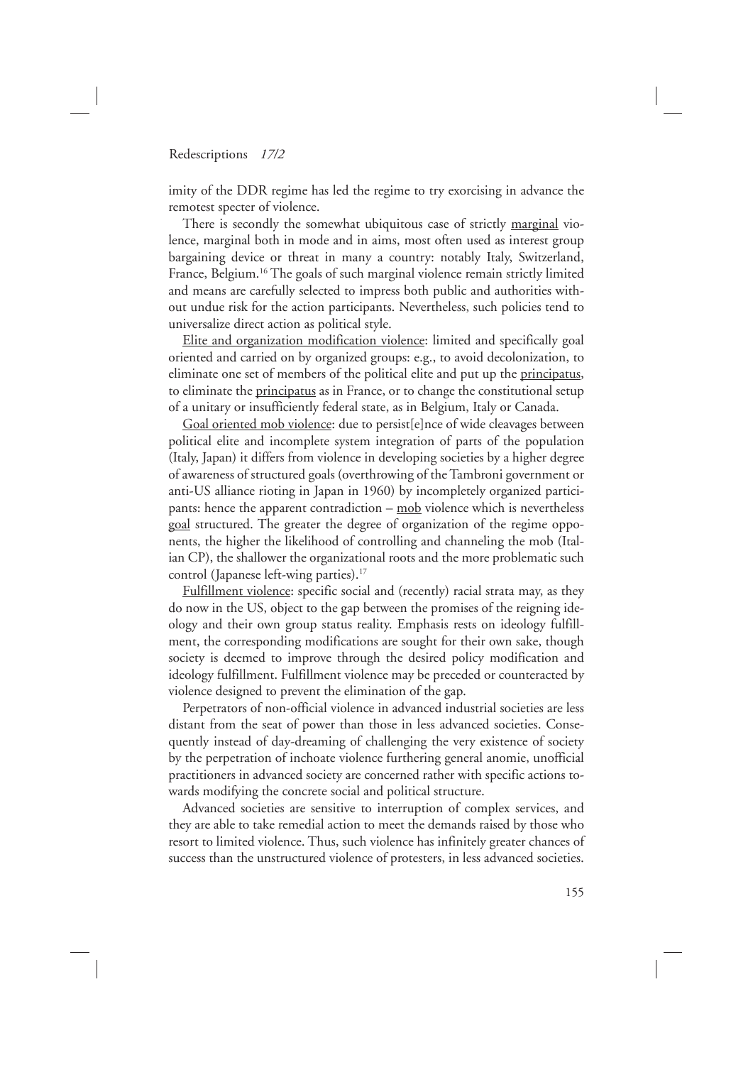imity of the DDR regime has led the regime to try exorcising in advance the remotest specter of violence.

There is secondly the somewhat ubiquitous case of strictly <u>marginal</u> violence, marginal both in mode and in aims, most often used as interest group bargaining device or threat in many a country: notably Italy, Switzerland, France, Belgium.[16] The goals of such marginal violence remain strictly limited and means are carefully selected to impress both public and authorities without undue risk for the action participants. Nevertheless, such policies tend to universalize direct action as political style.

<u>Elite and organization modification violence</u>: limited and specifically goal oriented and carried on by organized groups: e.g., to avoid decolonization, to eliminate one set of members of the political elite and put up the <u>principatus</u>, to eliminate the <u>principatus</u> as in France, or to change the constitutional setup of a unitary or insufficiently federal state, as in Belgium, Italy or Canada.

<u>Goal oriented mob violence</u>: due to persist[e]nce of wide cleavages between political elite and incomplete system integration of parts of the population (Italy, Japan) it differs from violence in developing societies by a higher degree of awareness of structured goals (overthrowing of the Tambroni government or anti-US alliance rioting in Japan in 1960) by incompletely organized participants: hence the apparent contradiction – <u>mob</u> violence which is nevertheless <u>goal</u> structured. The greater the degree of organization of the regime opponents, the higher the likelihood of controlling and channeling the mob (Italian CP), the shallower the organizational roots and the more problematic such control (Japanese left-wing parties).[17]

<u>Fulfillment violence</u>: specific social and (recently) racial strata may, as they do now in the US, object to the gap between the promises of the reigning ideology and their own group status reality. Emphasis rests on ideology fulfillment, the corresponding modifications are sought for their own sake, though society is deemed to improve through the desired policy modification and ideology fulfillment. Fulfillment violence may be preceded or counteracted by violence designed to prevent the elimination of the gap.

Perpetrators of non-official violence in advanced industrial societies are less distant from the seat of power than those in less advanced societies. Consequently instead of day-dreaming of challenging the very existence of society by the perpetration of inchoate violence furthering general anomie, unofficial practitioners in advanced society are concerned rather with specific actions towards modifying the concrete social and political structure.

Advanced societies are sensitive to interruption of complex services, and they are able to take remedial action to meet the demands raised by those who resort to limited violence. Thus, such violence has infinitely greater chances of success than the unstructured violence of protesters, in less advanced societies.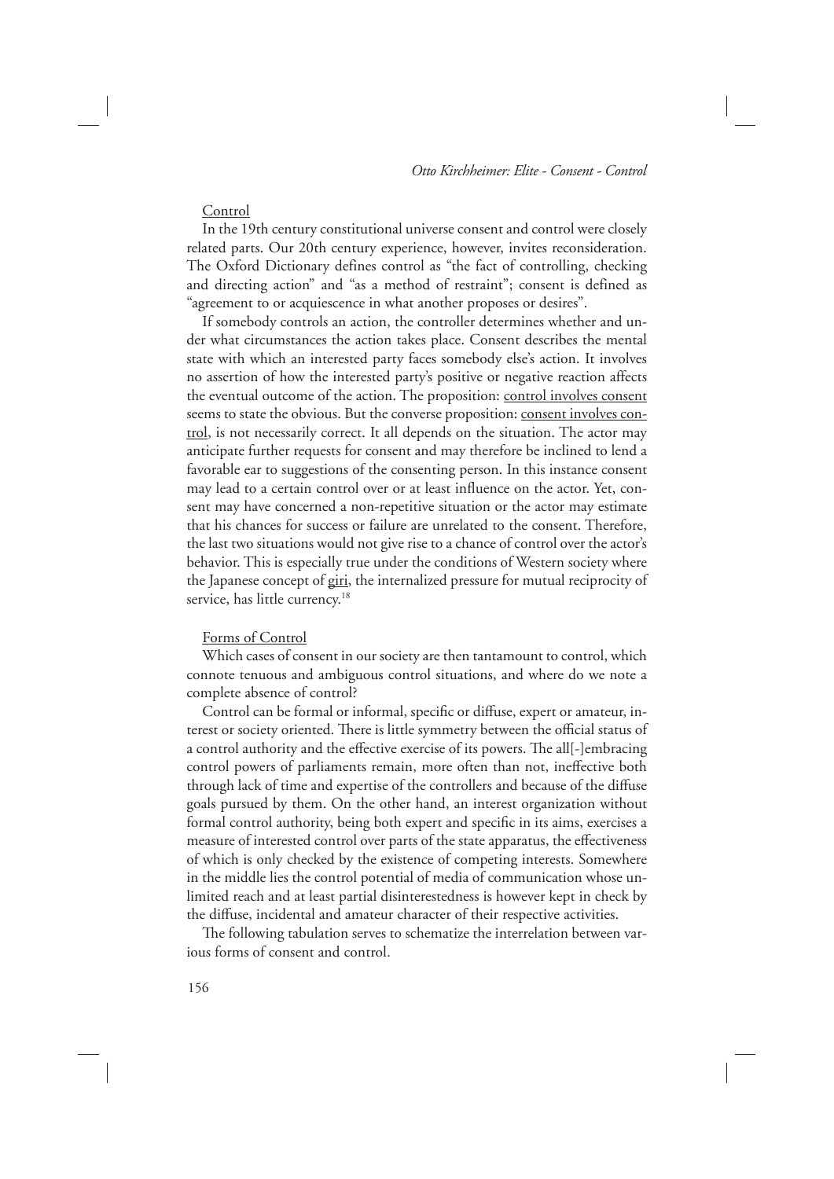Control

In the 19th century constitutional universe consent and control were closely related parts. Our 20th century experience, however, invites reconsideration. The Oxford Dictionary defines control as "the fact of controlling, checking and directing action" and "as a method of restraint"; consent is defined as "agreement to or acquiescence in what another proposes or desires".

If somebody controls an action, the controller determines whether and under what circumstances the action takes place. Consent describes the mental state with which an interested party faces somebody else's action. It involves no assertion of how the interested party's positive or negative reaction affects the eventual outcome of the action. The proposition: control involves consent seems to state the obvious. But the converse proposition: consent involves control, is not necessarily correct. It all depends on the situation. The actor may anticipate further requests for consent and may therefore be inclined to lend a favorable ear to suggestions of the consenting person. In this instance consent may lead to a certain control over or at least influence on the actor. Yet, consent may have concerned a non-repetitive situation or the actor may estimate that his chances for success or failure are unrelated to the consent. Therefore, the last two situations would not give rise to a chance of control over the actor's behavior. This is especially true under the conditions of Western society where the Japanese concept of giri, the internalized pressure for mutual reciprocity of service, has little currency.[18]

Forms of Control

Which cases of consent in our society are then tantamount to control, which connote tenuous and ambiguous control situations, and where do we note a complete absence of control?

Control can be formal or informal, specific or diffuse, expert or amateur, interest or society oriented. There is little symmetry between the official status of a control authority and the effective exercise of its powers. The all[-]embracing control powers of parliaments remain, more often than not, ineffective both through lack of time and expertise of the controllers and because of the diffuse goals pursued by them. On the other hand, an interest organization without formal control authority, being both expert and specific in its aims, exercises a measure of interested control over parts of the state apparatus, the effectiveness of which is only checked by the existence of competing interests. Somewhere in the middle lies the control potential of media of communication whose unlimited reach and at least partial disinterestedness is however kept in check by the diffuse, incidental and amateur character of their respective activities.

The following tabulation serves to schematize the interrelation between various forms of consent and control.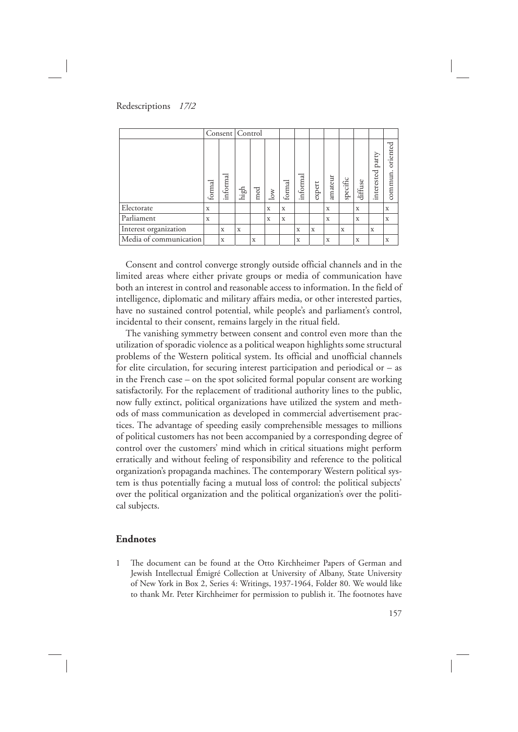| | Consent | | Control | | | | | | | | | | |
|---|---|---|---|---|---|---|---|---|---|---|---|---|---|
| | formal | informal | high | med | low | formal | informal | expert | amateur | specific | diffuse | interested party | commun. oriented |
| Electorate | x | | | | x | x | | | x | | x | | x |
| Parliament | x | | | | x | x | | | x | | x | | x |
| Interest organization | | x | x | | | | x | x | | x | | x | |
| Media of communication | | x | | x | | | x | | x | | x | | x |

Consent and control converge strongly outside official channels and in the limited areas where either private groups or media of communication have both an interest in control and reasonable access to information. In the field of intelligence, diplomatic and military affairs media, or other interested parties, have no sustained control potential, while people's and parliament's control, incidental to their consent, remains largely in the ritual field.

The vanishing symmetry between consent and control even more than the utilization of sporadic violence as a political weapon highlights some structural problems of the Western political system. Its official and unofficial channels for elite circulation, for securing interest participation and periodical or – as in the French case – on the spot solicited formal popular consent are working satisfactorily. For the replacement of traditional authority lines to the public, now fully extinct, political organizations have utilized the system and methods of mass communication as developed in commercial advertisement practices. The advantage of speeding easily comprehensible messages to millions of political customers has not been accompanied by a corresponding degree of control over the customers' mind which in critical situations might perform erratically and without feeling of responsibility and reference to the political organization's propaganda machines. The contemporary Western political system is thus potentially facing a mutual loss of control: the political subjects' over the political organization and the political organization's over the political subjects.

## Endnotes

1 The document can be found at the Otto Kirchheimer Papers of German and Jewish Intellectual Émigré Collection at University of Albany, State University of New York in Box 2, Series 4: Writings, 1937-1964, Folder 80. We would like to thank Mr. Peter Kirchheimer for permission to publish it. The footnotes have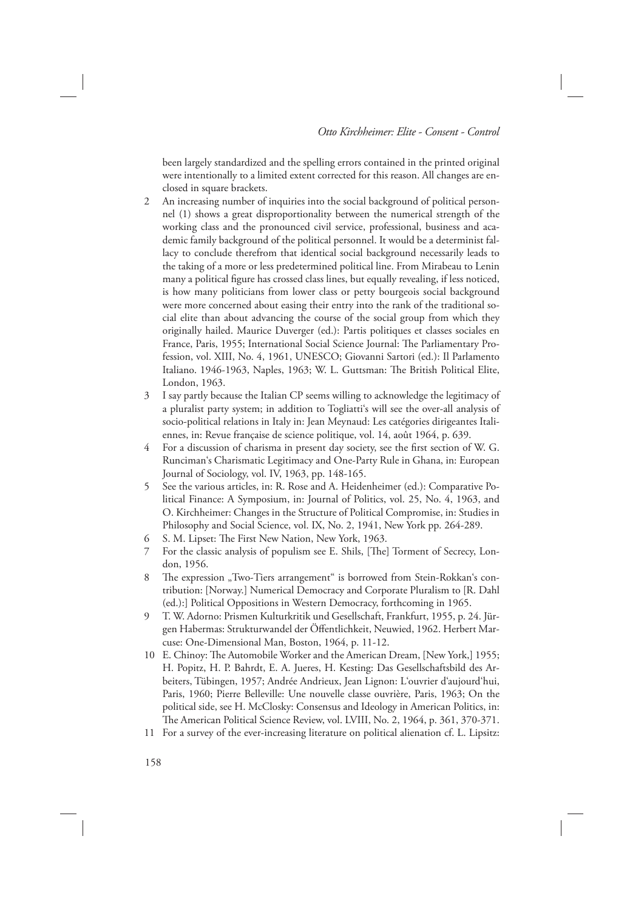been largely standardized and the spelling errors contained in the printed original were intentionally to a limited extent corrected for this reason. All changes are enclosed in square brackets.

2 An increasing number of inquiries into the social background of political personnel (1) shows a great disproportionality between the numerical strength of the working class and the pronounced civil service, professional, business and academic family background of the political personnel. It would be a determinist fallacy to conclude therefrom that identical social background necessarily leads to the taking of a more or less predetermined political line. From Mirabeau to Lenin many a political figure has crossed class lines, but equally revealing, if less noticed, is how many politicians from lower class or petty bourgeois social background were more concerned about easing their entry into the rank of the traditional social elite than about advancing the course of the social group from which they originally hailed. Maurice Duverger (ed.): Partis politiques et classes sociales en France, Paris, 1955; International Social Science Journal: The Parliamentary Profession, vol. XIII, No. 4, 1961, UNESCO; Giovanni Sartori (ed.): Il Parlamento Italiano. 1946-1963, Naples, 1963; W. L. Guttsman: The British Political Elite, London, 1963.

3 I say partly because the Italian CP seems willing to acknowledge the legitimacy of a pluralist party system; in addition to Togliatti's will see the over-all analysis of socio-political relations in Italy in: Jean Meynaud: Les catégories dirigeantes Italiennes, in: Revue française de science politique, vol. 14, août 1964, p. 639.

4 For a discussion of charisma in present day society, see the first section of W. G. Runciman's Charismatic Legitimacy and One-Party Rule in Ghana, in: European Journal of Sociology, vol. IV, 1963, pp. 148-165.

5 See the various articles, in: R. Rose and A. Heidenheimer (ed.): Comparative Political Finance: A Symposium, in: Journal of Politics, vol. 25, No. 4, 1963, and O. Kirchheimer: Changes in the Structure of Political Compromise, in: Studies in Philosophy and Social Science, vol. IX, No. 2, 1941, New York pp. 264-289.

6 S. M. Lipset: The First New Nation, New York, 1963.

7 For the classic analysis of populism see E. Shils, [The] Torment of Secrecy, London, 1956.

8 The expression „Two-Tiers arrangement" is borrowed from Stein-Rokkan's contribution: [Norway.] Numerical Democracy and Corporate Pluralism to [R. Dahl (ed.):] Political Oppositions in Western Democracy, forthcoming in 1965.

9 T. W. Adorno: Prismen Kulturkritik und Gesellschaft, Frankfurt, 1955, p. 24. Jürgen Habermas: Strukturwandel der Öffentlichkeit, Neuwied, 1962. Herbert Marcuse: One-Dimensional Man, Boston, 1964, p. 11-12.

10 E. Chinoy: The Automobile Worker and the American Dream, [New York,] 1955; H. Popitz, H. P. Bahrdt, E. A. Jueres, H. Kesting: Das Gesellschaftsbild des Arbeiters, Tübingen, 1957; Andrée Andrieux, Jean Lignon: L'ouvrier d'aujourd'hui, Paris, 1960; Pierre Belleville: Une nouvelle classe ouvrière, Paris, 1963; On the political side, see H. McClosky: Consensus and Ideology in American Politics, in: The American Political Science Review, vol. LVIII, No. 2, 1964, p. 361, 370-371.

11 For a survey of the ever-increasing literature on political alienation cf. L. Lipsitz: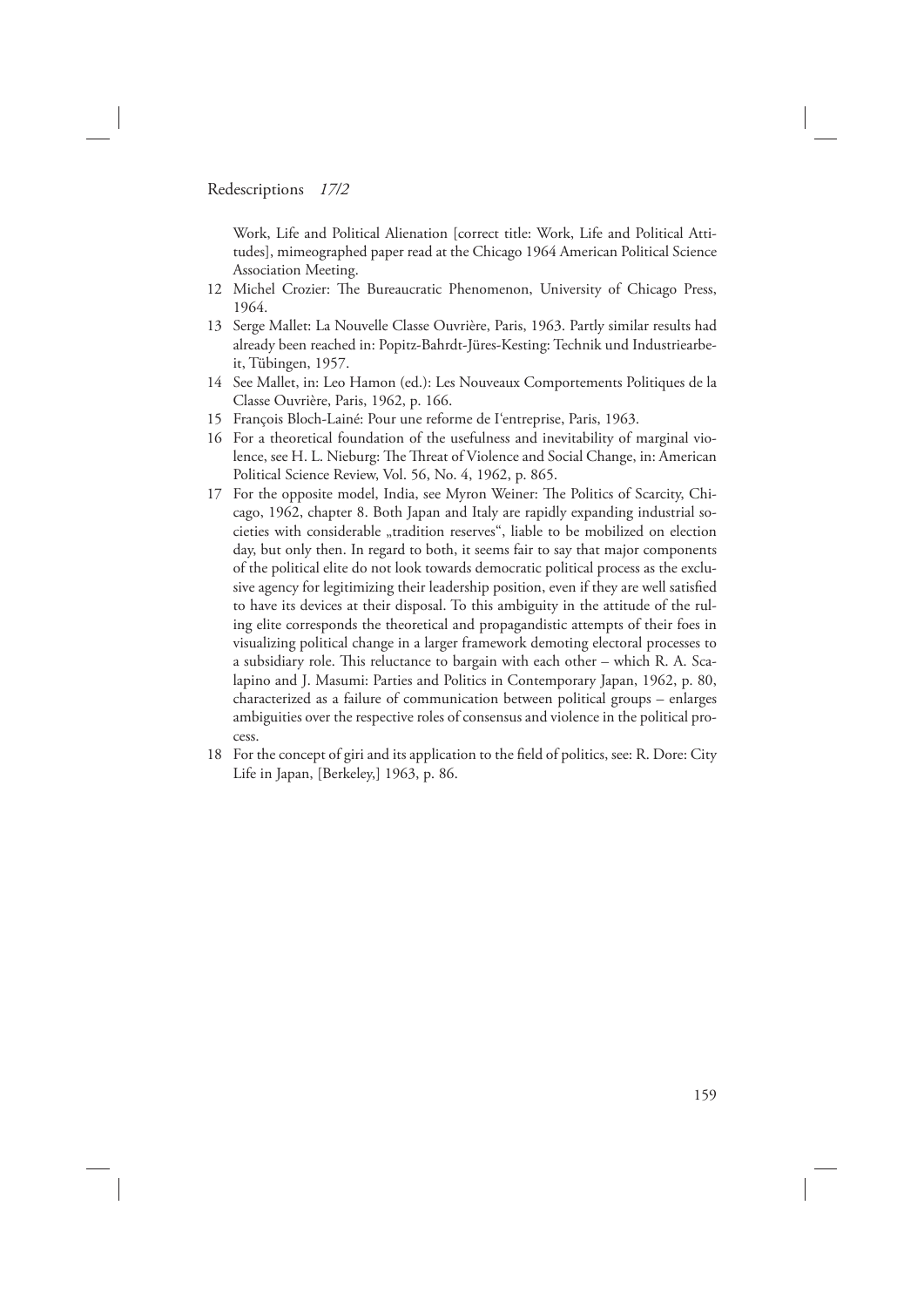Work, Life and Political Alienation [correct title: Work, Life and Political Attitudes], mimeographed paper read at the Chicago 1964 American Political Science Association Meeting.

12 Michel Crozier: The Bureaucratic Phenomenon, University of Chicago Press, 1964.

13 Serge Mallet: La Nouvelle Classe Ouvrière, Paris, 1963. Partly similar results had already been reached in: Popitz-Bahrdt-Jüres-Kesting: Technik und Industriearbeit, Tübingen, 1957.

14 See Mallet, in: Leo Hamon (ed.): Les Nouveaux Comportements Politiques de la Classe Ouvrière, Paris, 1962, p. 166.

15 François Bloch-Lainé: Pour une reforme de l'entreprise, Paris, 1963.

16 For a theoretical foundation of the usefulness and inevitability of marginal violence, see H. L. Nieburg: The Threat of Violence and Social Change, in: American Political Science Review, Vol. 56, No. 4, 1962, p. 865.

17 For the opposite model, India, see Myron Weiner: The Politics of Scarcity, Chicago, 1962, chapter 8. Both Japan and Italy are rapidly expanding industrial societies with considerable „tradition reserves", liable to be mobilized on election day, but only then. In regard to both, it seems fair to say that major components of the political elite do not look towards democratic political process as the exclusive agency for legitimizing their leadership position, even if they are well satisfied to have its devices at their disposal. To this ambiguity in the attitude of the ruling elite corresponds the theoretical and propagandistic attempts of their foes in visualizing political change in a larger framework demoting electoral processes to a subsidiary role. This reluctance to bargain with each other – which R. A. Scalapino and J. Masumi: Parties and Politics in Contemporary Japan, 1962, p. 80, characterized as a failure of communication between political groups – enlarges ambiguities over the respective roles of consensus and violence in the political process.

18 For the concept of giri and its application to the field of politics, see: R. Dore: City Life in Japan, [Berkeley,] 1963, p. 86.